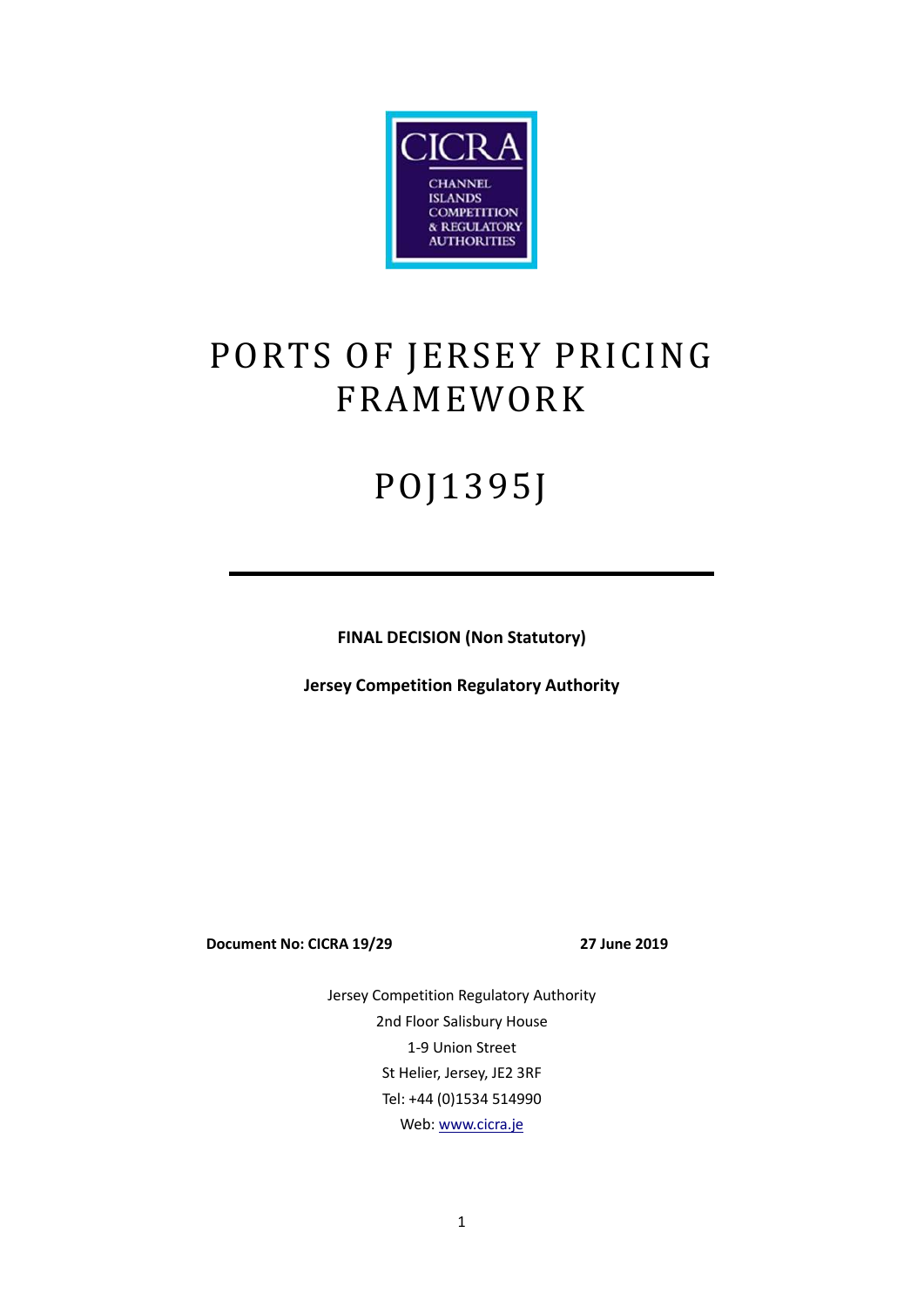CICRA

CHANNEL ISLANDS COMPETITION & REGULATORY AUTHORITIES

# PORTS OF JERSEY PRICING FRAMEWORK

# POJ1395J

**FINAL DECISION (Non Statutory)**

**Jersey Competition Regulatory Authority**

**Document No: CICRA 19/29** **27 June 2019**

Jersey Competition Regulatory Authority
2nd Floor Salisbury House
1-9 Union Street
St Helier, Jersey, JE2 3RF
Tel: +44 (0)1534 514990
Web: www.cicra.je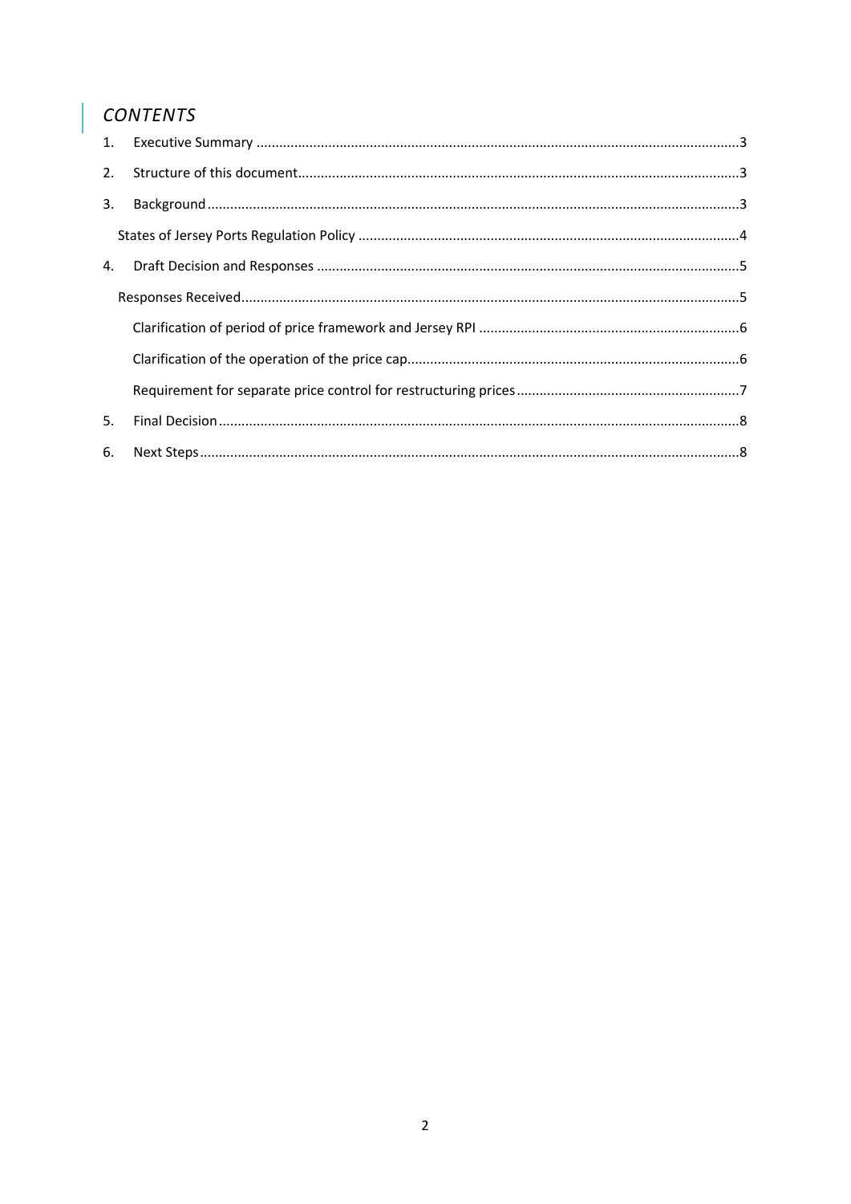## *CONTENTS*

1. Executive Summary ..........3
2. Structure of this document ..........3
3. Background ..........3
   - States of Jersey Ports Regulation Policy ..........4
4. Draft Decision and Responses ..........5
   - Responses Received ..........5
     - Clarification of period of price framework and Jersey RPI ..........6
     - Clarification of the operation of the price cap ..........6
     - Requirement for separate price control for restructuring prices ..........7
5. Final Decision ..........8
6. Next Steps ..........8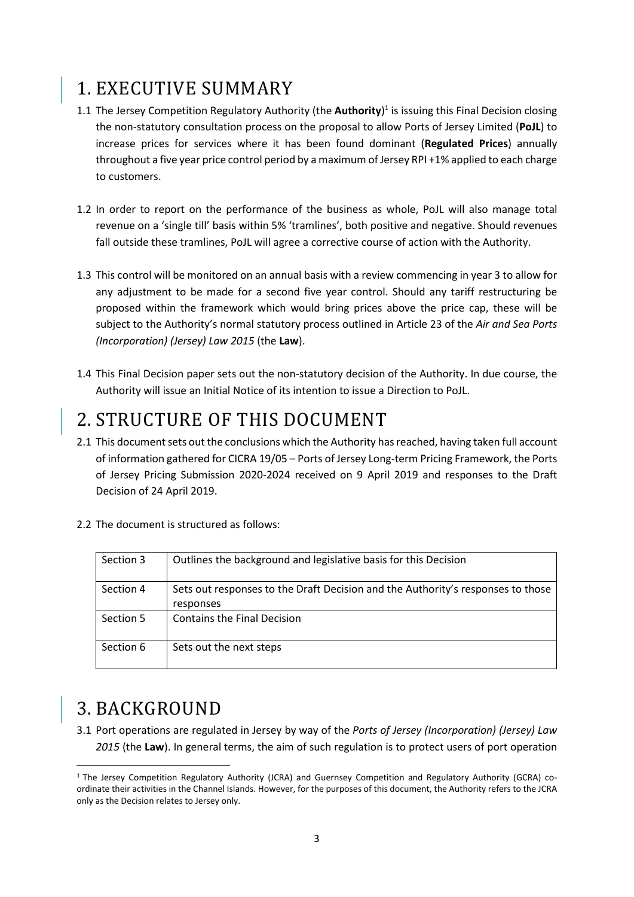# 1. EXECUTIVE SUMMARY

1.1 The Jersey Competition Regulatory Authority (the **Authority**)[1] is issuing this Final Decision closing the non-statutory consultation process on the proposal to allow Ports of Jersey Limited (**PoJL**) to increase prices for services where it has been found dominant (**Regulated Prices**) annually throughout a five year price control period by a maximum of Jersey RPI +1% applied to each charge to customers.

1.2 In order to report on the performance of the business as whole, PoJL will also manage total revenue on a 'single till' basis within 5% 'tramlines', both positive and negative. Should revenues fall outside these tramlines, PoJL will agree a corrective course of action with the Authority.

1.3 This control will be monitored on an annual basis with a review commencing in year 3 to allow for any adjustment to be made for a second five year control. Should any tariff restructuring be proposed within the framework which would bring prices above the price cap, these will be subject to the Authority's normal statutory process outlined in Article 23 of the *Air and Sea Ports (Incorporation) (Jersey) Law 2015* (the **Law**).

1.4 This Final Decision paper sets out the non-statutory decision of the Authority. In due course, the Authority will issue an Initial Notice of its intention to issue a Direction to PoJL.

# 2. STRUCTURE OF THIS DOCUMENT

2.1 This document sets out the conclusions which the Authority has reached, having taken full account of information gathered for CICRA 19/05 – Ports of Jersey Long-term Pricing Framework, the Ports of Jersey Pricing Submission 2020-2024 received on 9 April 2019 and responses to the Draft Decision of 24 April 2019.

2.2 The document is structured as follows:

| Section | Content |
|---|---|
| Section 3 | Outlines the background and legislative basis for this Decision |
| Section 4 | Sets out responses to the Draft Decision and the Authority's responses to those responses |
| Section 5 | Contains the Final Decision |
| Section 6 | Sets out the next steps |

# 3. BACKGROUND

3.1 Port operations are regulated in Jersey by way of the *Ports of Jersey (Incorporation) (Jersey) Law 2015* (the **Law**). In general terms, the aim of such regulation is to protect users of port operation

[1] The Jersey Competition Regulatory Authority (JCRA) and Guernsey Competition and Regulatory Authority (GCRA) co-ordinate their activities in the Channel Islands. However, for the purposes of this document, the Authority refers to the JCRA only as the Decision relates to Jersey only.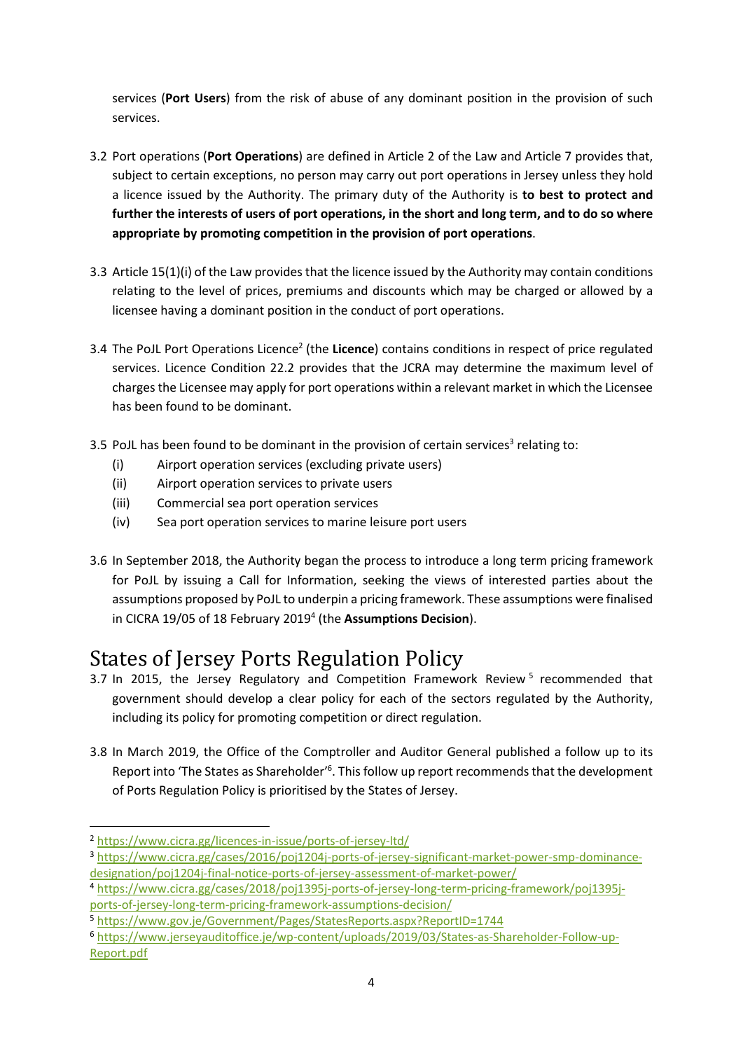services (**Port Users**) from the risk of abuse of any dominant position in the provision of such services.

3.2 Port operations (**Port Operations**) are defined in Article 2 of the Law and Article 7 provides that, subject to certain exceptions, no person may carry out port operations in Jersey unless they hold a licence issued by the Authority. The primary duty of the Authority is **to best to protect and further the interests of users of port operations, in the short and long term, and to do so where appropriate by promoting competition in the provision of port operations**.

3.3 Article 15(1)(i) of the Law provides that the licence issued by the Authority may contain conditions relating to the level of prices, premiums and discounts which may be charged or allowed by a licensee having a dominant position in the conduct of port operations.

3.4 The PoJL Port Operations Licence[2] (the **Licence**) contains conditions in respect of price regulated services. Licence Condition 22.2 provides that the JCRA may determine the maximum level of charges the Licensee may apply for port operations within a relevant market in which the Licensee has been found to be dominant.

3.5 PoJL has been found to be dominant in the provision of certain services[3] relating to:
   (i) Airport operation services (excluding private users)
   (ii) Airport operation services to private users
   (iii) Commercial sea port operation services
   (iv) Sea port operation services to marine leisure port users

3.6 In September 2018, the Authority began the process to introduce a long term pricing framework for PoJL by issuing a Call for Information, seeking the views of interested parties about the assumptions proposed by PoJL to underpin a pricing framework. These assumptions were finalised in CICRA 19/05 of 18 February 2019[4] (the **Assumptions Decision**).

# States of Jersey Ports Regulation Policy

3.7 In 2015, the Jersey Regulatory and Competition Framework Review[5] recommended that government should develop a clear policy for each of the sectors regulated by the Authority, including its policy for promoting competition or direct regulation.

3.8 In March 2019, the Office of the Comptroller and Auditor General published a follow up to its Report into 'The States as Shareholder'[6]. This follow up report recommends that the development of Ports Regulation Policy is prioritised by the States of Jersey.

---

[2] https://www.cicra.gg/licences-in-issue/ports-of-jersey-ltd/

[3] https://www.cicra.gg/cases/2016/poj1204j-ports-of-jersey-significant-market-power-smp-dominance-designation/poj1204j-final-notice-ports-of-jersey-assessment-of-market-power/

[4] https://www.cicra.gg/cases/2018/poj1395j-ports-of-jersey-long-term-pricing-framework/poj1395j-ports-of-jersey-long-term-pricing-framework-assumptions-decision/

[5] https://www.gov.je/Government/Pages/StatesReports.aspx?ReportID=1744

[6] https://www.jerseyauditoffice.je/wp-content/uploads/2019/03/States-as-Shareholder-Follow-up-Report.pdf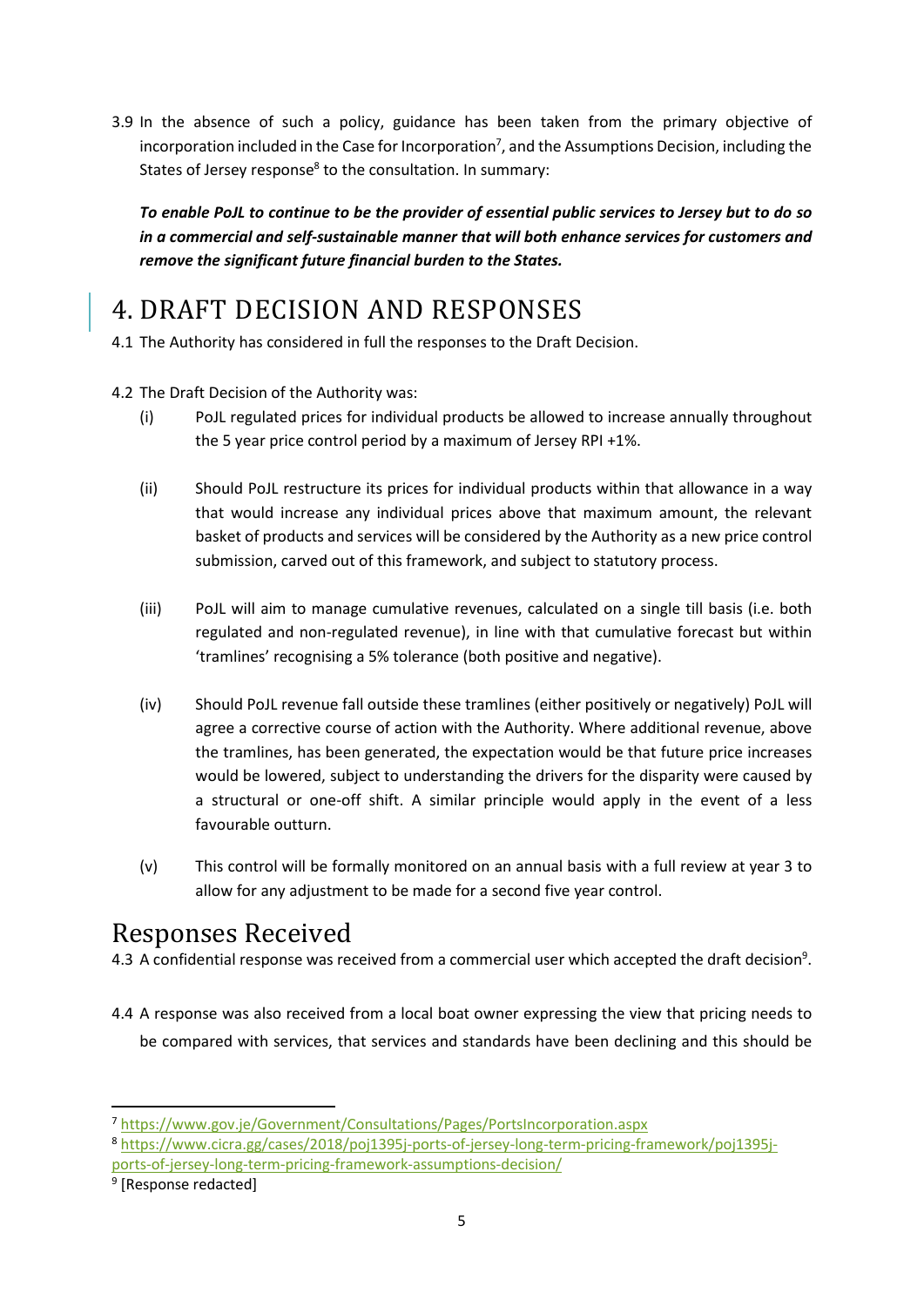3.9 In the absence of such a policy, guidance has been taken from the primary objective of incorporation included in the Case for Incorporation[7], and the Assumptions Decision, including the States of Jersey response[8] to the consultation. In summary:

***To enable PoJL to continue to be the provider of essential public services to Jersey but to do so in a commercial and self-sustainable manner that will both enhance services for customers and remove the significant future financial burden to the States.***

# 4. DRAFT DECISION AND RESPONSES

4.1 The Authority has considered in full the responses to the Draft Decision.

4.2 The Draft Decision of the Authority was:

(i) PoJL regulated prices for individual products be allowed to increase annually throughout the 5 year price control period by a maximum of Jersey RPI +1%.

(ii) Should PoJL restructure its prices for individual products within that allowance in a way that would increase any individual prices above that maximum amount, the relevant basket of products and services will be considered by the Authority as a new price control submission, carved out of this framework, and subject to statutory process.

(iii) PoJL will aim to manage cumulative revenues, calculated on a single till basis (i.e. both regulated and non-regulated revenue), in line with that cumulative forecast but within 'tramlines' recognising a 5% tolerance (both positive and negative).

(iv) Should PoJL revenue fall outside these tramlines (either positively or negatively) PoJL will agree a corrective course of action with the Authority. Where additional revenue, above the tramlines, has been generated, the expectation would be that future price increases would be lowered, subject to understanding the drivers for the disparity were caused by a structural or one-off shift. A similar principle would apply in the event of a less favourable outturn.

(v) This control will be formally monitored on an annual basis with a full review at year 3 to allow for any adjustment to be made for a second five year control.

## Responses Received

4.3 A confidential response was received from a commercial user which accepted the draft decision[9].

4.4 A response was also received from a local boat owner expressing the view that pricing needs to be compared with services, that services and standards have been declining and this should be

---

[7] https://www.gov.je/Government/Consultations/Pages/PortsIncorporation.aspx

[8] https://www.cicra.gg/cases/2018/poj1395j-ports-of-jersey-long-term-pricing-framework/poj1395j-ports-of-jersey-long-term-pricing-framework-assumptions-decision/

[9] [Response redacted]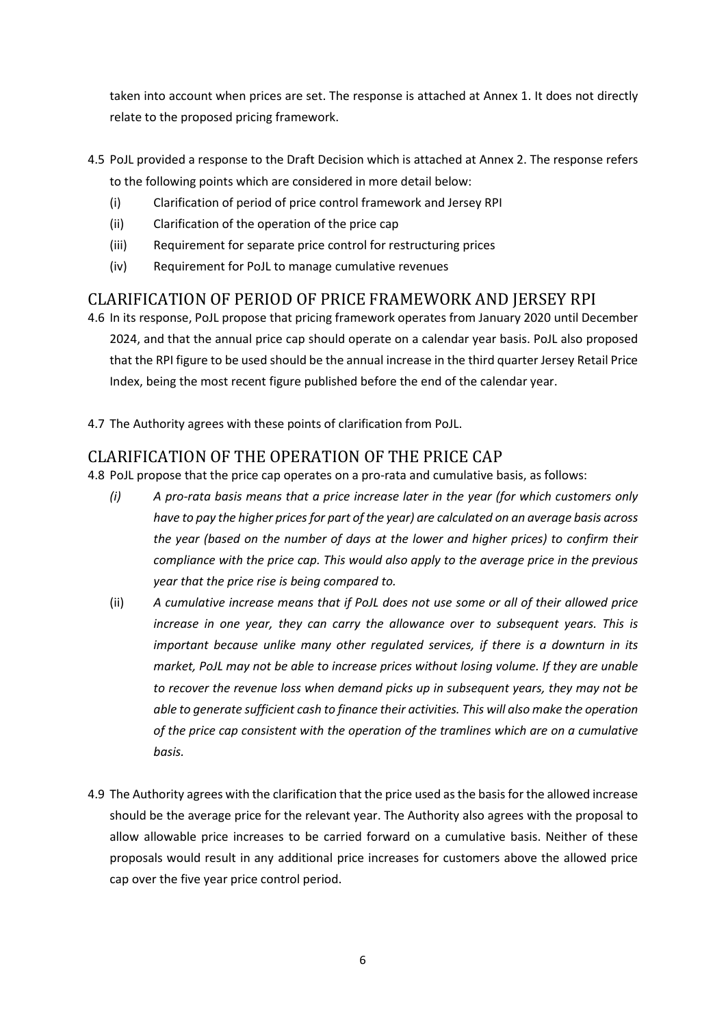taken into account when prices are set. The response is attached at Annex 1. It does not directly relate to the proposed pricing framework.

4.5 PoJL provided a response to the Draft Decision which is attached at Annex 2. The response refers to the following points which are considered in more detail below:

- (i) Clarification of period of price control framework and Jersey RPI
- (ii) Clarification of the operation of the price cap
- (iii) Requirement for separate price control for restructuring prices
- (iv) Requirement for PoJL to manage cumulative revenues

## CLARIFICATION OF PERIOD OF PRICE FRAMEWORK AND JERSEY RPI

4.6 In its response, PoJL propose that pricing framework operates from January 2020 until December 2024, and that the annual price cap should operate on a calendar year basis. PoJL also proposed that the RPI figure to be used should be the annual increase in the third quarter Jersey Retail Price Index, being the most recent figure published before the end of the calendar year.

4.7 The Authority agrees with these points of clarification from PoJL.

## CLARIFICATION OF THE OPERATION OF THE PRICE CAP

4.8 PoJL propose that the price cap operates on a pro-rata and cumulative basis, as follows:

- (i) *A pro-rata basis means that a price increase later in the year (for which customers only have to pay the higher prices for part of the year) are calculated on an average basis across the year (based on the number of days at the lower and higher prices) to confirm their compliance with the price cap. This would also apply to the average price in the previous year that the price rise is being compared to.*
- (ii) *A cumulative increase means that if PoJL does not use some or all of their allowed price increase in one year, they can carry the allowance over to subsequent years. This is important because unlike many other regulated services, if there is a downturn in its market, PoJL may not be able to increase prices without losing volume. If they are unable to recover the revenue loss when demand picks up in subsequent years, they may not be able to generate sufficient cash to finance their activities. This will also make the operation of the price cap consistent with the operation of the tramlines which are on a cumulative basis.*

4.9 The Authority agrees with the clarification that the price used as the basis for the allowed increase should be the average price for the relevant year. The Authority also agrees with the proposal to allow allowable price increases to be carried forward on a cumulative basis. Neither of these proposals would result in any additional price increases for customers above the allowed price cap over the five year price control period.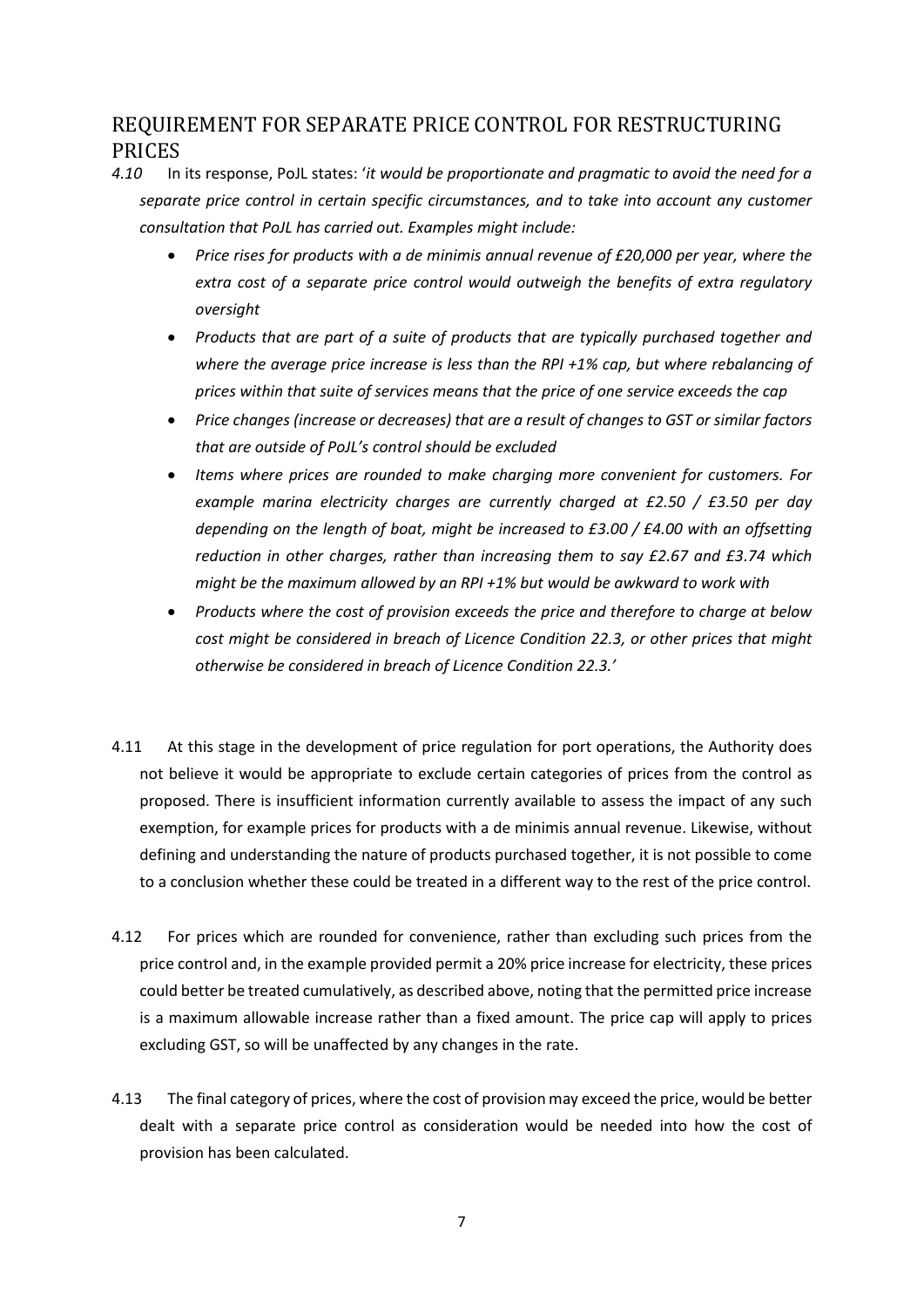## REQUIREMENT FOR SEPARATE PRICE CONTROL FOR RESTRUCTURING PRICES

*4.10* In its response, PoJL states: '*it would be proportionate and pragmatic to avoid the need for a separate price control in certain specific circumstances, and to take into account any customer consultation that PoJL has carried out. Examples might include:*

- *Price rises for products with a de minimis annual revenue of £20,000 per year, where the extra cost of a separate price control would outweigh the benefits of extra regulatory oversight*
- *Products that are part of a suite of products that are typically purchased together and where the average price increase is less than the RPI +1% cap, but where rebalancing of prices within that suite of services means that the price of one service exceeds the cap*
- *Price changes (increase or decreases) that are a result of changes to GST or similar factors that are outside of PoJL's control should be excluded*
- *Items where prices are rounded to make charging more convenient for customers. For example marina electricity charges are currently charged at £2.50 / £3.50 per day depending on the length of boat, might be increased to £3.00 / £4.00 with an offsetting reduction in other charges, rather than increasing them to say £2.67 and £3.74 which might be the maximum allowed by an RPI +1% but would be awkward to work with*
- *Products where the cost of provision exceeds the price and therefore to charge at below cost might be considered in breach of Licence Condition 22.3, or other prices that might otherwise be considered in breach of Licence Condition 22.3.'*

4.11 At this stage in the development of price regulation for port operations, the Authority does not believe it would be appropriate to exclude certain categories of prices from the control as proposed. There is insufficient information currently available to assess the impact of any such exemption, for example prices for products with a de minimis annual revenue. Likewise, without defining and understanding the nature of products purchased together, it is not possible to come to a conclusion whether these could be treated in a different way to the rest of the price control.

4.12 For prices which are rounded for convenience, rather than excluding such prices from the price control and, in the example provided permit a 20% price increase for electricity, these prices could better be treated cumulatively, as described above, noting that the permitted price increase is a maximum allowable increase rather than a fixed amount. The price cap will apply to prices excluding GST, so will be unaffected by any changes in the rate.

4.13 The final category of prices, where the cost of provision may exceed the price, would be better dealt with a separate price control as consideration would be needed into how the cost of provision has been calculated.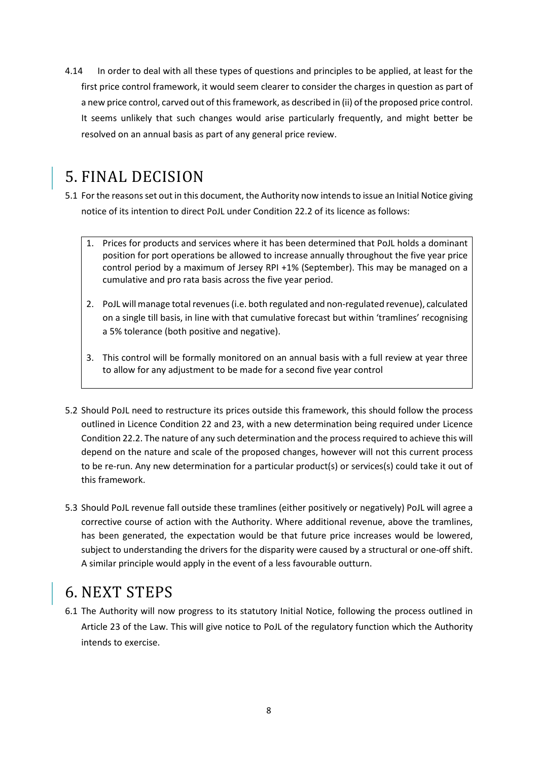4.14 In order to deal with all these types of questions and principles to be applied, at least for the first price control framework, it would seem clearer to consider the charges in question as part of a new price control, carved out of this framework, as described in (ii) of the proposed price control. It seems unlikely that such changes would arise particularly frequently, and might better be resolved on an annual basis as part of any general price review.

# 5. FINAL DECISION

5.1 For the reasons set out in this document, the Authority now intends to issue an Initial Notice giving notice of its intention to direct PoJL under Condition 22.2 of its licence as follows:

> 1. Prices for products and services where it has been determined that PoJL holds a dominant position for port operations be allowed to increase annually throughout the five year price control period by a maximum of Jersey RPI +1% (September). This may be managed on a cumulative and pro rata basis across the five year period.
> 2. PoJL will manage total revenues (i.e. both regulated and non-regulated revenue), calculated on a single till basis, in line with that cumulative forecast but within 'tramlines' recognising a 5% tolerance (both positive and negative).
> 3. This control will be formally monitored on an annual basis with a full review at year three to allow for any adjustment to be made for a second five year control

5.2 Should PoJL need to restructure its prices outside this framework, this should follow the process outlined in Licence Condition 22 and 23, with a new determination being required under Licence Condition 22.2. The nature of any such determination and the process required to achieve this will depend on the nature and scale of the proposed changes, however will not this current process to be re-run. Any new determination for a particular product(s) or services(s) could take it out of this framework.

5.3 Should PoJL revenue fall outside these tramlines (either positively or negatively) PoJL will agree a corrective course of action with the Authority. Where additional revenue, above the tramlines, has been generated, the expectation would be that future price increases would be lowered, subject to understanding the drivers for the disparity were caused by a structural or one-off shift. A similar principle would apply in the event of a less favourable outturn.

# 6. NEXT STEPS

6.1 The Authority will now progress to its statutory Initial Notice, following the process outlined in Article 23 of the Law. This will give notice to PoJL of the regulatory function which the Authority intends to exercise.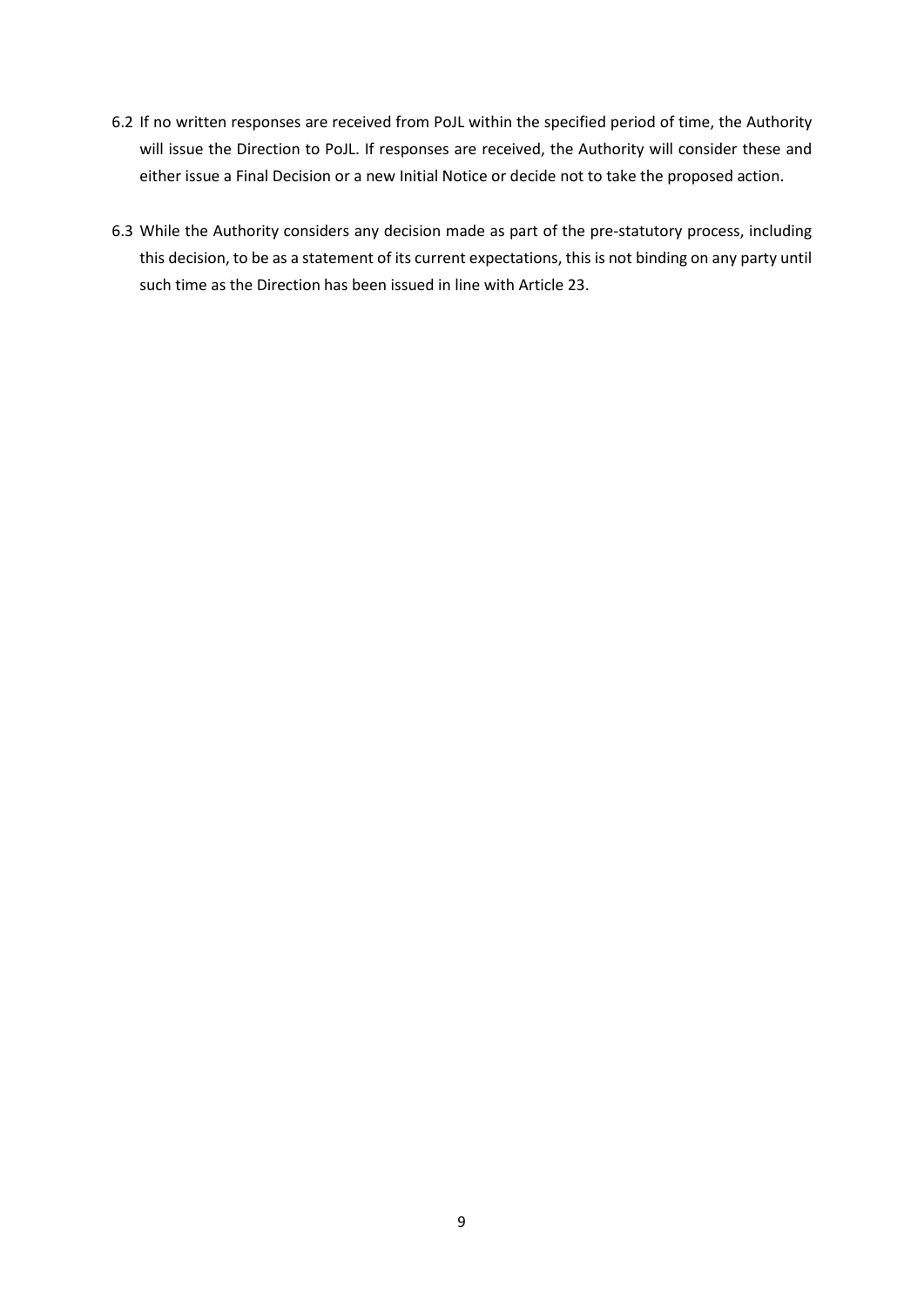6.2 If no written responses are received from PoJL within the specified period of time, the Authority will issue the Direction to PoJL. If responses are received, the Authority will consider these and either issue a Final Decision or a new Initial Notice or decide not to take the proposed action.

6.3 While the Authority considers any decision made as part of the pre-statutory process, including this decision, to be as a statement of its current expectations, this is not binding on any party until such time as the Direction has been issued in line with Article 23.